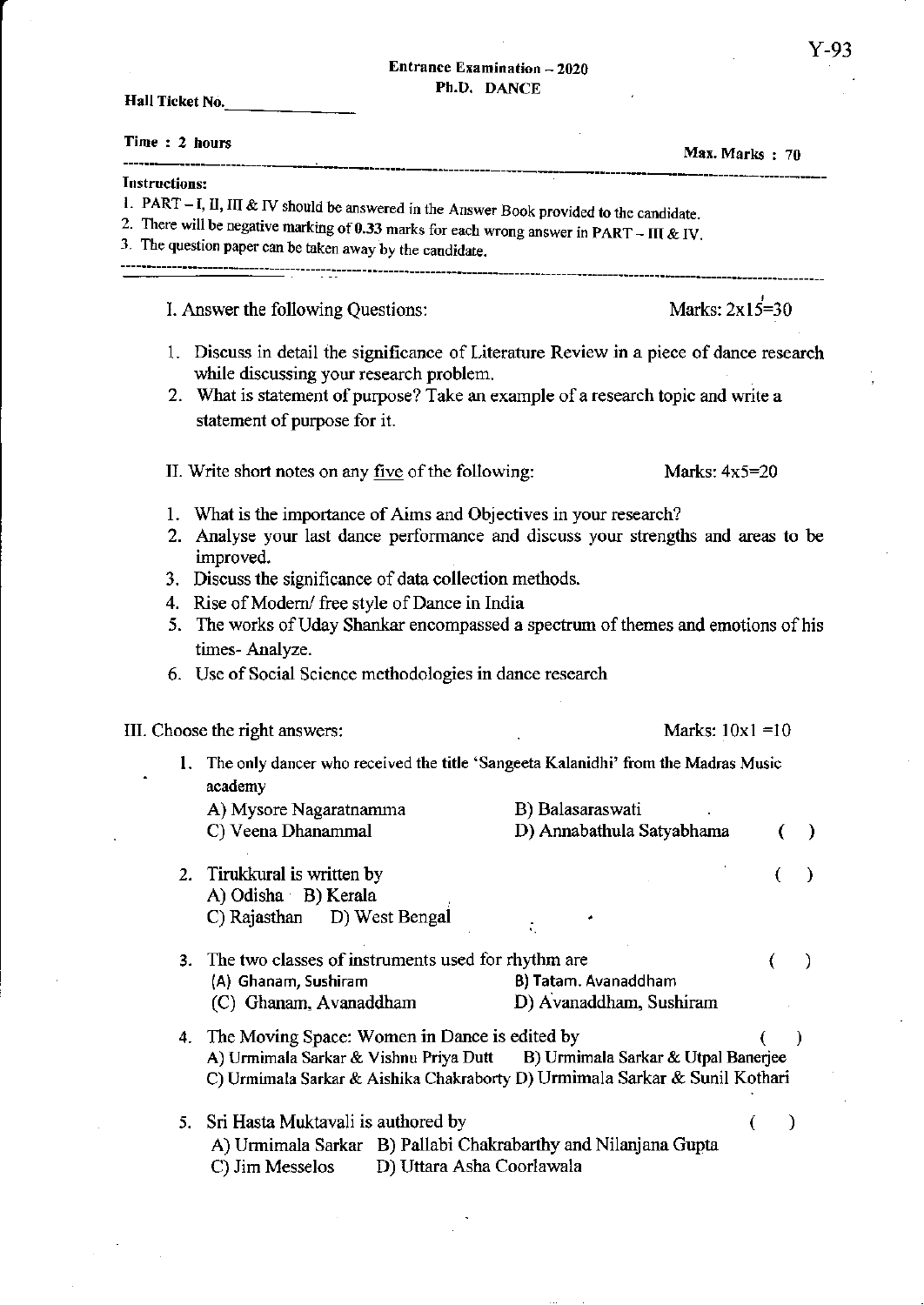Y-93

**Entrance Examination – 2020**
**Ph.D. DANCE**

**Hall Ticket No.** \_\_\_\_\_\_\_\_\_\_\_\_\_\_

**Time : 2 hours** **Max. Marks : 70**

---

**Instructions:**

1. PART – I, II, III & IV should be answered in the Answer Book provided to the candidate.
2. There will be negative marking of 0.33 marks for each wrong answer in PART – III & IV.
3. The question paper can be taken away by the candidate.

---

## I. Answer the following Questions: Marks: 2x15=30

1. Discuss in detail the significance of Literature Review in a piece of dance research while discussing your research problem.
2. What is statement of purpose? Take an example of a research topic and write a statement of purpose for it.

## II. Write short notes on any five of the following: Marks: 4x5=20

1. What is the importance of Aims and Objectives in your research?
2. Analyse your last dance performance and discuss your strengths and areas to be improved.
3. Discuss the significance of data collection methods.
4. Rise of Modern/ free style of Dance in India
5. The works of Uday Shankar encompassed a spectrum of themes and emotions of his times- Analyze.
6. Use of Social Science methodologies in dance research

## III. Choose the right answers: Marks: 10x1 =10

1. The only dancer who received the title 'Sangeeta Kalanidhi' from the Madras Music academy ( )
   A) Mysore Nagaratnamma B) Balasaraswati
   C) Veena Dhanammal D) Annabathula Satyabhama

2. Tirukkural is written by ( )
   A) Odisha B) Kerala
   C) Rajasthan D) West Bengal

3. The two classes of instruments used for rhythm are ( )
   (A) Ghanam, Sushiram B) Tatam. Avanaddham
   (C) Ghanam, Avanaddham D) Avanaddham, Sushiram

4. The Moving Space: Women in Dance is edited by ( )
   A) Urmimala Sarkar & Vishnu Priya Dutt B) Urmimala Sarkar & Utpal Banerjee
   C) Urmimala Sarkar & Aishika Chakraborty D) Urmimala Sarkar & Sunil Kothari

5. Sri Hasta Muktavali is authored by ( )
   A) Urmimala Sarkar B) Pallabi Chakrabarthy and Nilanjana Gupta
   C) Jim Messelos D) Uttara Asha Coorlawala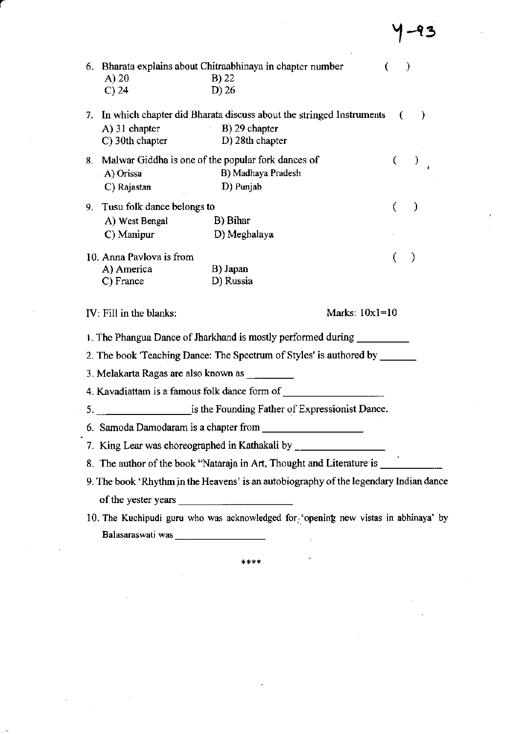6. Bharata explains about Chitraabhinaya in chapter number ( )
   A) 20 B) 22
   C) 24 D) 26

7. In which chapter did Bharata discuss about the stringed Instruments ( )
   A) 31 chapter B) 29 chapter
   C) 30th chapter D) 28th chapter

8. Malwar Giddha is one of the popular fork dances of ( )
   A) Orissa B) Madhaya Pradesh
   C) Rajastan D) Punjab

9. Tusu folk dance belongs to ( )
   A) West Bengal B) Bihar
   C) Manipur D) Meghalaya

10. Anna Pavlova is from ( )
    A) America B) Japan
    C) France D) Russia

IV: Fill in the blanks: Marks: 10x1=10

1. The Phangua Dance of Jharkhand is mostly performed during __________
2. The book 'Teaching Dance: The Spectrum of Styles' is authored by _______
3. Melakarta Ragas are also known as _________
4. Kavadiattam is a famous folk dance form of __________________
5. _________________ is the Founding Father of Expressionist Dance.
6. Samoda Damodaram is a chapter from __________________
7. King Lear was choreographed in Kathakali by ________________
8. The author of the book "Nataraja in Art, Thought and Literature is ___________
9. The book 'Rhythm in the Heavens' is an autobiography of the legendary Indian dance of the yester years _____________________
10. The Kuchipudi guru who was acknowledged for 'opening new vistas in abhinaya' by Balasaraswati was _________________

****